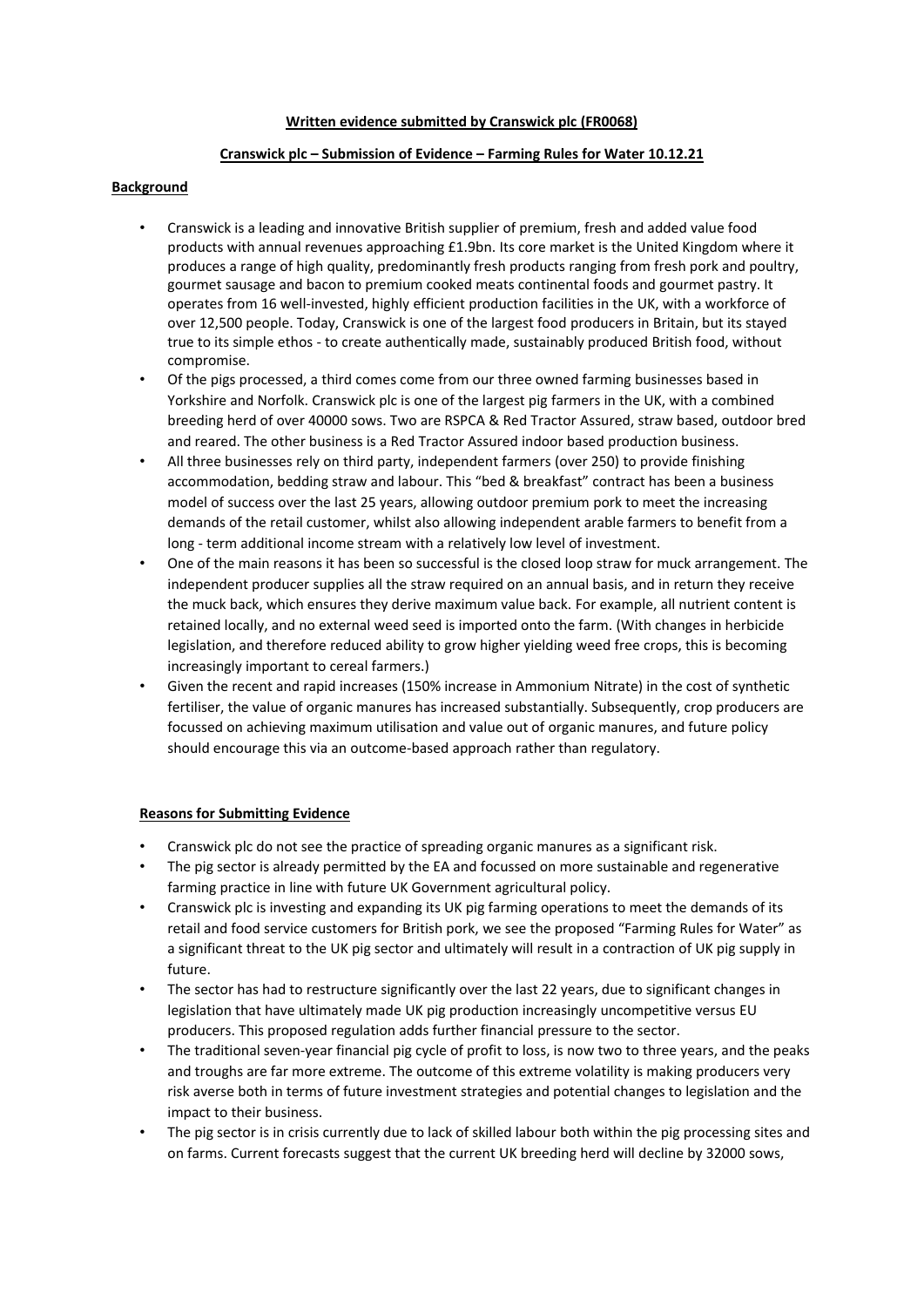**Written evidence submitted by Cranswick plc (FR0068)**

**Cranswick plc – Submission of Evidence – Farming Rules for Water 10.12.21**

**Background**

- Cranswick is a leading and innovative British supplier of premium, fresh and added value food products with annual revenues approaching £1.9bn. Its core market is the United Kingdom where it produces a range of high quality, predominantly fresh products ranging from fresh pork and poultry, gourmet sausage and bacon to premium cooked meats continental foods and gourmet pastry. It operates from 16 well-invested, highly efficient production facilities in the UK, with a workforce of over 12,500 people. Today, Cranswick is one of the largest food producers in Britain, but its stayed true to its simple ethos - to create authentically made, sustainably produced British food, without compromise.
- Of the pigs processed, a third comes come from our three owned farming businesses based in Yorkshire and Norfolk. Cranswick plc is one of the largest pig farmers in the UK, with a combined breeding herd of over 40000 sows. Two are RSPCA & Red Tractor Assured, straw based, outdoor bred and reared. The other business is a Red Tractor Assured indoor based production business.
- All three businesses rely on third party, independent farmers (over 250) to provide finishing accommodation, bedding straw and labour. This "bed & breakfast" contract has been a business model of success over the last 25 years, allowing outdoor premium pork to meet the increasing demands of the retail customer, whilst also allowing independent arable farmers to benefit from a long - term additional income stream with a relatively low level of investment.
- One of the main reasons it has been so successful is the closed loop straw for muck arrangement. The independent producer supplies all the straw required on an annual basis, and in return they receive the muck back, which ensures they derive maximum value back. For example, all nutrient content is retained locally, and no external weed seed is imported onto the farm. (With changes in herbicide legislation, and therefore reduced ability to grow higher yielding weed free crops, this is becoming increasingly important to cereal farmers.)
- Given the recent and rapid increases (150% increase in Ammonium Nitrate) in the cost of synthetic fertiliser, the value of organic manures has increased substantially. Subsequently, crop producers are focussed on achieving maximum utilisation and value out of organic manures, and future policy should encourage this via an outcome-based approach rather than regulatory.

**Reasons for Submitting Evidence**

- Cranswick plc do not see the practice of spreading organic manures as a significant risk.
- The pig sector is already permitted by the EA and focussed on more sustainable and regenerative farming practice in line with future UK Government agricultural policy.
- Cranswick plc is investing and expanding its UK pig farming operations to meet the demands of its retail and food service customers for British pork, we see the proposed "Farming Rules for Water" as a significant threat to the UK pig sector and ultimately will result in a contraction of UK pig supply in future.
- The sector has had to restructure significantly over the last 22 years, due to significant changes in legislation that have ultimately made UK pig production increasingly uncompetitive versus EU producers. This proposed regulation adds further financial pressure to the sector.
- The traditional seven-year financial pig cycle of profit to loss, is now two to three years, and the peaks and troughs are far more extreme. The outcome of this extreme volatility is making producers very risk averse both in terms of future investment strategies and potential changes to legislation and the impact to their business.
- The pig sector is in crisis currently due to lack of skilled labour both within the pig processing sites and on farms. Current forecasts suggest that the current UK breeding herd will decline by 32000 sows,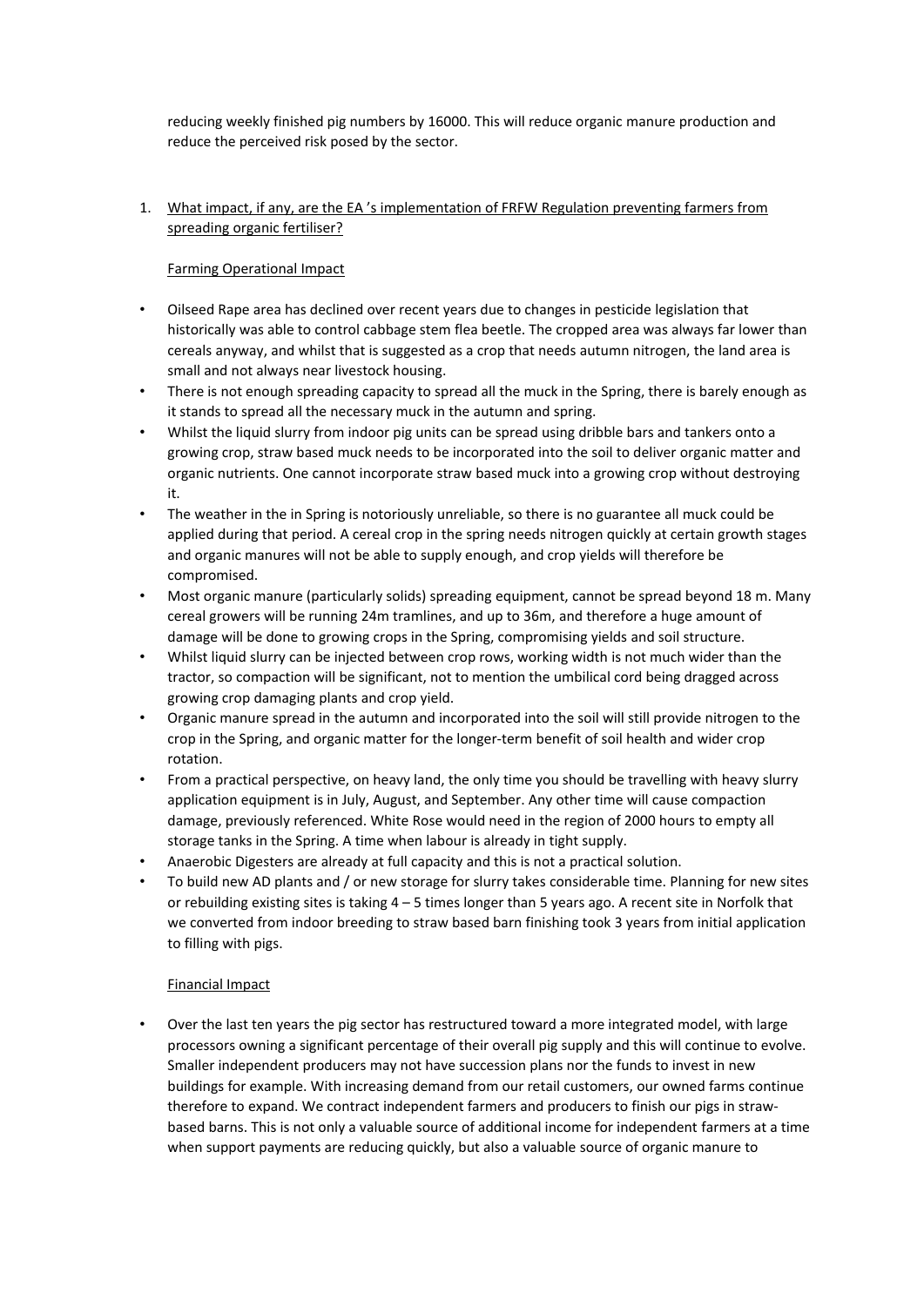reducing weekly finished pig numbers by 16000. This will reduce organic manure production and reduce the perceived risk posed by the sector.

1. <u>What impact, if any, are the EA 's implementation of FRFW Regulation preventing farmers from spreading organic fertiliser?</u>

   <u>Farming Operational Impact</u>

   - Oilseed Rape area has declined over recent years due to changes in pesticide legislation that historically was able to control cabbage stem flea beetle. The cropped area was always far lower than cereals anyway, and whilst that is suggested as a crop that needs autumn nitrogen, the land area is small and not always near livestock housing.
   - There is not enough spreading capacity to spread all the muck in the Spring, there is barely enough as it stands to spread all the necessary muck in the autumn and spring.
   - Whilst the liquid slurry from indoor pig units can be spread using dribble bars and tankers onto a growing crop, straw based muck needs to be incorporated into the soil to deliver organic matter and organic nutrients. One cannot incorporate straw based muck into a growing crop without destroying it.
   - The weather in the in Spring is notoriously unreliable, so there is no guarantee all muck could be applied during that period. A cereal crop in the spring needs nitrogen quickly at certain growth stages and organic manures will not be able to supply enough, and crop yields will therefore be compromised.
   - Most organic manure (particularly solids) spreading equipment, cannot be spread beyond 18 m. Many cereal growers will be running 24m tramlines, and up to 36m, and therefore a huge amount of damage will be done to growing crops in the Spring, compromising yields and soil structure.
   - Whilst liquid slurry can be injected between crop rows, working width is not much wider than the tractor, so compaction will be significant, not to mention the umbilical cord being dragged across growing crop damaging plants and crop yield.
   - Organic manure spread in the autumn and incorporated into the soil will still provide nitrogen to the crop in the Spring, and organic matter for the longer-term benefit of soil health and wider crop rotation.
   - From a practical perspective, on heavy land, the only time you should be travelling with heavy slurry application equipment is in July, August, and September. Any other time will cause compaction damage, previously referenced. White Rose would need in the region of 2000 hours to empty all storage tanks in the Spring. A time when labour is already in tight supply.
   - Anaerobic Digesters are already at full capacity and this is not a practical solution.
   - To build new AD plants and / or new storage for slurry takes considerable time. Planning for new sites or rebuilding existing sites is taking 4 – 5 times longer than 5 years ago. A recent site in Norfolk that we converted from indoor breeding to straw based barn finishing took 3 years from initial application to filling with pigs.

   <u>Financial Impact</u>

   - Over the last ten years the pig sector has restructured toward a more integrated model, with large processors owning a significant percentage of their overall pig supply and this will continue to evolve. Smaller independent producers may not have succession plans nor the funds to invest in new buildings for example. With increasing demand from our retail customers, our owned farms continue therefore to expand. We contract independent farmers and producers to finish our pigs in straw-based barns. This is not only a valuable source of additional income for independent farmers at a time when support payments are reducing quickly, but also a valuable source of organic manure to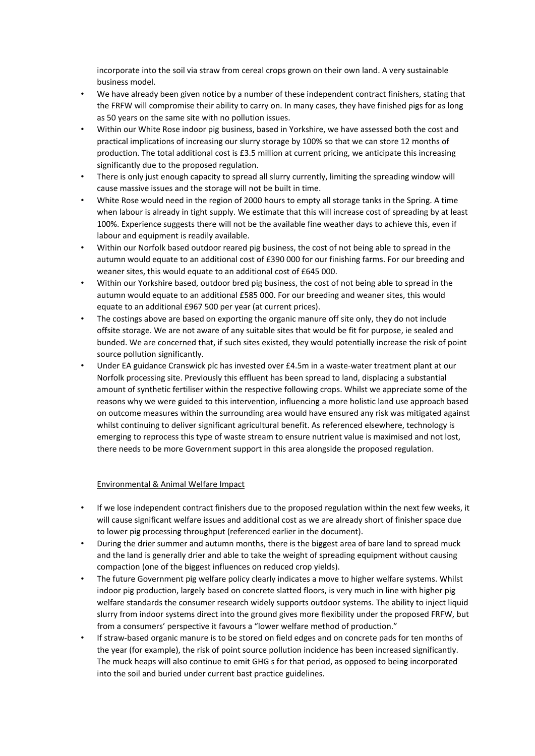incorporate into the soil via straw from cereal crops grown on their own land. A very sustainable business model.

- We have already been given notice by a number of these independent contract finishers, stating that the FRFW will compromise their ability to carry on. In many cases, they have finished pigs for as long as 50 years on the same site with no pollution issues.
- Within our White Rose indoor pig business, based in Yorkshire, we have assessed both the cost and practical implications of increasing our slurry storage by 100% so that we can store 12 months of production. The total additional cost is £3.5 million at current pricing, we anticipate this increasing significantly due to the proposed regulation.
- There is only just enough capacity to spread all slurry currently, limiting the spreading window will cause massive issues and the storage will not be built in time.
- White Rose would need in the region of 2000 hours to empty all storage tanks in the Spring. A time when labour is already in tight supply. We estimate that this will increase cost of spreading by at least 100%. Experience suggests there will not be the available fine weather days to achieve this, even if labour and equipment is readily available.
- Within our Norfolk based outdoor reared pig business, the cost of not being able to spread in the autumn would equate to an additional cost of £390 000 for our finishing farms. For our breeding and weaner sites, this would equate to an additional cost of £645 000.
- Within our Yorkshire based, outdoor bred pig business, the cost of not being able to spread in the autumn would equate to an additional £585 000. For our breeding and weaner sites, this would equate to an additional £967 500 per year (at current prices).
- The costings above are based on exporting the organic manure off site only, they do not include offsite storage. We are not aware of any suitable sites that would be fit for purpose, ie sealed and bunded. We are concerned that, if such sites existed, they would potentially increase the risk of point source pollution significantly.
- Under EA guidance Cranswick plc has invested over £4.5m in a waste-water treatment plant at our Norfolk processing site. Previously this effluent has been spread to land, displacing a substantial amount of synthetic fertiliser within the respective following crops. Whilst we appreciate some of the reasons why we were guided to this intervention, influencing a more holistic land use approach based on outcome measures within the surrounding area would have ensured any risk was mitigated against whilst continuing to deliver significant agricultural benefit. As referenced elsewhere, technology is emerging to reprocess this type of waste stream to ensure nutrient value is maximised and not lost, there needs to be more Government support in this area alongside the proposed regulation.

## Environmental & Animal Welfare Impact

- If we lose independent contract finishers due to the proposed regulation within the next few weeks, it will cause significant welfare issues and additional cost as we are already short of finisher space due to lower pig processing throughput (referenced earlier in the document).
- During the drier summer and autumn months, there is the biggest area of bare land to spread muck and the land is generally drier and able to take the weight of spreading equipment without causing compaction (one of the biggest influences on reduced crop yields).
- The future Government pig welfare policy clearly indicates a move to higher welfare systems. Whilst indoor pig production, largely based on concrete slatted floors, is very much in line with higher pig welfare standards the consumer research widely supports outdoor systems. The ability to inject liquid slurry from indoor systems direct into the ground gives more flexibility under the proposed FRFW, but from a consumers' perspective it favours a "lower welfare method of production."
- If straw-based organic manure is to be stored on field edges and on concrete pads for ten months of the year (for example), the risk of point source pollution incidence has been increased significantly. The muck heaps will also continue to emit GHG s for that period, as opposed to being incorporated into the soil and buried under current bast practice guidelines.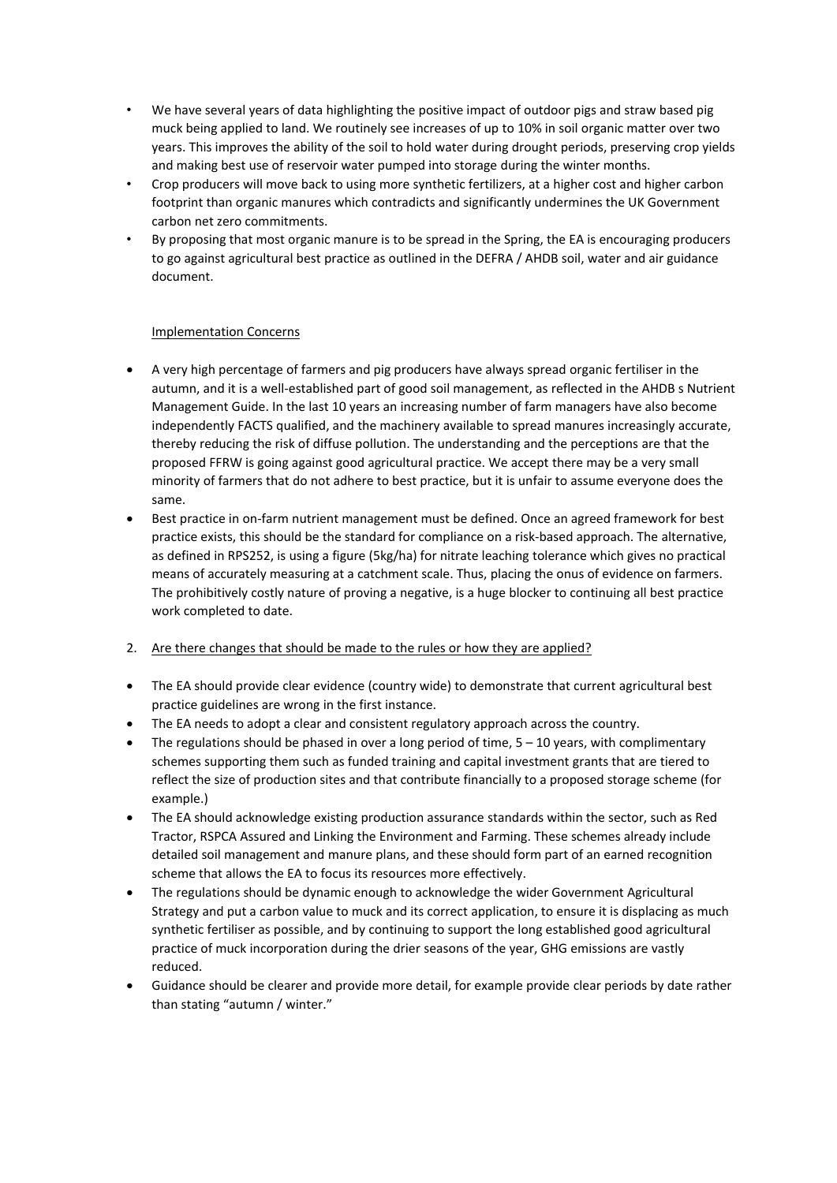- We have several years of data highlighting the positive impact of outdoor pigs and straw based pig muck being applied to land. We routinely see increases of up to 10% in soil organic matter over two years. This improves the ability of the soil to hold water during drought periods, preserving crop yields and making best use of reservoir water pumped into storage during the winter months.
- Crop producers will move back to using more synthetic fertilizers, at a higher cost and higher carbon footprint than organic manures which contradicts and significantly undermines the UK Government carbon net zero commitments.
- By proposing that most organic manure is to be spread in the Spring, the EA is encouraging producers to go against agricultural best practice as outlined in the DEFRA / AHDB soil, water and air guidance document.

Implementation Concerns

- A very high percentage of farmers and pig producers have always spread organic fertiliser in the autumn, and it is a well-established part of good soil management, as reflected in the AHDB s Nutrient Management Guide. In the last 10 years an increasing number of farm managers have also become independently FACTS qualified, and the machinery available to spread manures increasingly accurate, thereby reducing the risk of diffuse pollution. The understanding and the perceptions are that the proposed FFRW is going against good agricultural practice. We accept there may be a very small minority of farmers that do not adhere to best practice, but it is unfair to assume everyone does the same.
- Best practice in on-farm nutrient management must be defined. Once an agreed framework for best practice exists, this should be the standard for compliance on a risk-based approach. The alternative, as defined in RPS252, is using a figure (5kg/ha) for nitrate leaching tolerance which gives no practical means of accurately measuring at a catchment scale. Thus, placing the onus of evidence on farmers. The prohibitively costly nature of proving a negative, is a huge blocker to continuing all best practice work completed to date.

2. Are there changes that should be made to the rules or how they are applied?

- The EA should provide clear evidence (country wide) to demonstrate that current agricultural best practice guidelines are wrong in the first instance.
- The EA needs to adopt a clear and consistent regulatory approach across the country.
- The regulations should be phased in over a long period of time, 5 – 10 years, with complimentary schemes supporting them such as funded training and capital investment grants that are tiered to reflect the size of production sites and that contribute financially to a proposed storage scheme (for example.)
- The EA should acknowledge existing production assurance standards within the sector, such as Red Tractor, RSPCA Assured and Linking the Environment and Farming. These schemes already include detailed soil management and manure plans, and these should form part of an earned recognition scheme that allows the EA to focus its resources more effectively.
- The regulations should be dynamic enough to acknowledge the wider Government Agricultural Strategy and put a carbon value to muck and its correct application, to ensure it is displacing as much synthetic fertiliser as possible, and by continuing to support the long established good agricultural practice of muck incorporation during the drier seasons of the year, GHG emissions are vastly reduced.
- Guidance should be clearer and provide more detail, for example provide clear periods by date rather than stating "autumn / winter."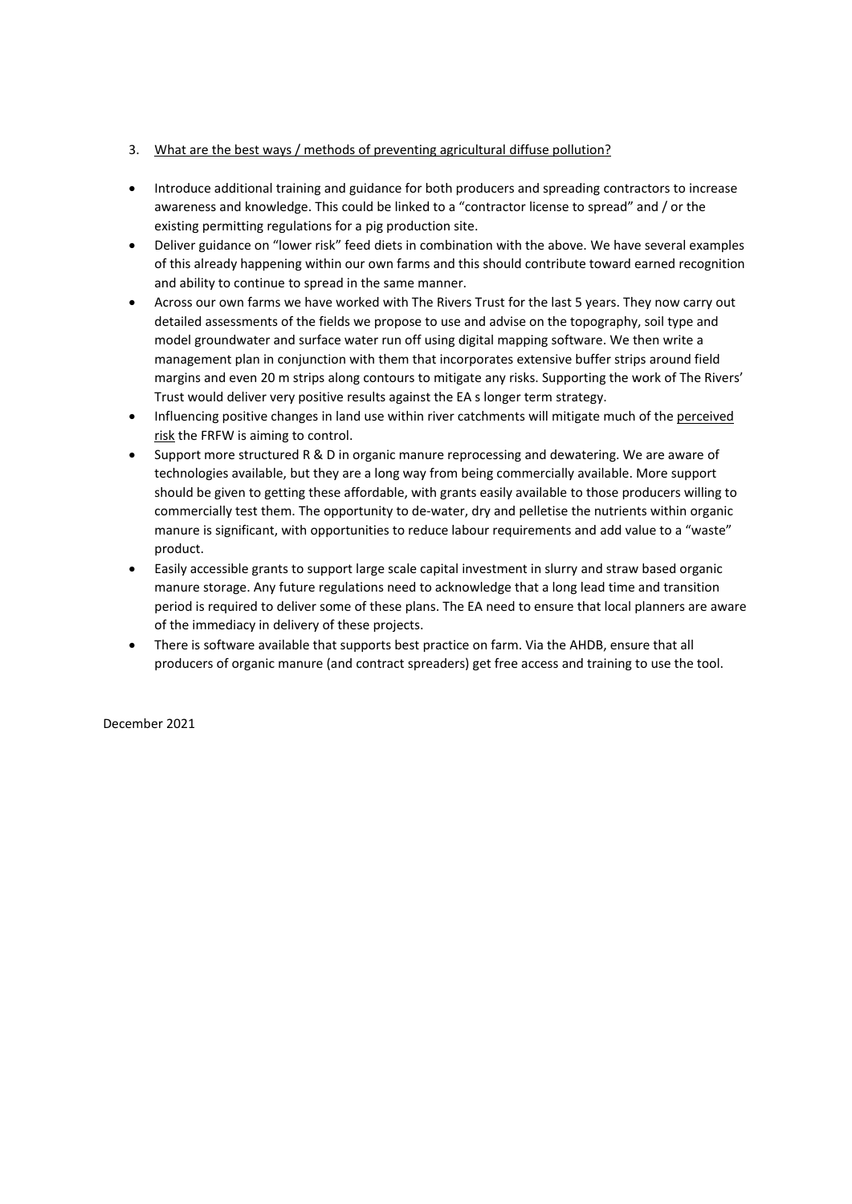3. <u>What are the best ways / methods of preventing agricultural diffuse pollution?</u>

- Introduce additional training and guidance for both producers and spreading contractors to increase awareness and knowledge. This could be linked to a "contractor license to spread" and / or the existing permitting regulations for a pig production site.
- Deliver guidance on "lower risk" feed diets in combination with the above. We have several examples of this already happening within our own farms and this should contribute toward earned recognition and ability to continue to spread in the same manner.
- Across our own farms we have worked with The Rivers Trust for the last 5 years. They now carry out detailed assessments of the fields we propose to use and advise on the topography, soil type and model groundwater and surface water run off using digital mapping software. We then write a management plan in conjunction with them that incorporates extensive buffer strips around field margins and even 20 m strips along contours to mitigate any risks. Supporting the work of The Rivers' Trust would deliver very positive results against the EA s longer term strategy.
- Influencing positive changes in land use within river catchments will mitigate much of the <u>perceived risk</u> the FRFW is aiming to control.
- Support more structured R & D in organic manure reprocessing and dewatering. We are aware of technologies available, but they are a long way from being commercially available. More support should be given to getting these affordable, with grants easily available to those producers willing to commercially test them. The opportunity to de-water, dry and pelletise the nutrients within organic manure is significant, with opportunities to reduce labour requirements and add value to a "waste" product.
- Easily accessible grants to support large scale capital investment in slurry and straw based organic manure storage. Any future regulations need to acknowledge that a long lead time and transition period is required to deliver some of these plans. The EA need to ensure that local planners are aware of the immediacy in delivery of these projects.
- There is software available that supports best practice on farm. Via the AHDB, ensure that all producers of organic manure (and contract spreaders) get free access and training to use the tool.

December 2021